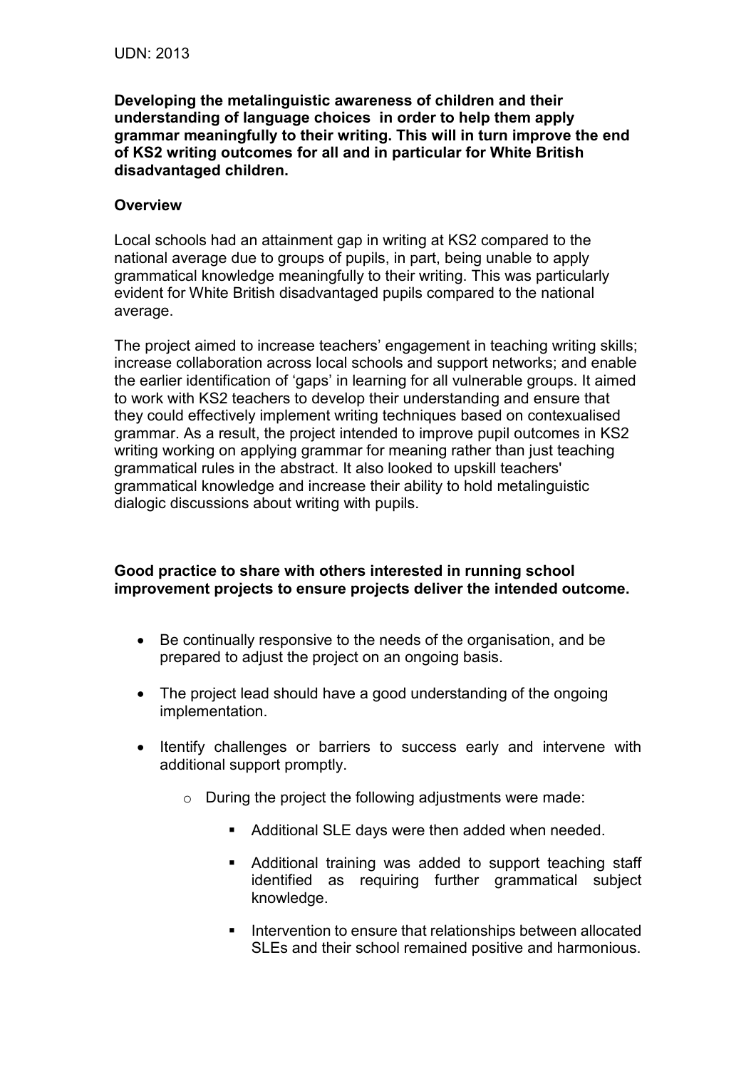UDN: 2013

**Developing the metalinguistic awareness of children and their understanding of language choices in order to help them apply grammar meaningfully to their writing. This will in turn improve the end of KS2 writing outcomes for all and in particular for White British disadvantaged children.**

**Overview**

Local schools had an attainment gap in writing at KS2 compared to the national average due to groups of pupils, in part, being unable to apply grammatical knowledge meaningfully to their writing. This was particularly evident for White British disadvantaged pupils compared to the national average.

The project aimed to increase teachers' engagement in teaching writing skills; increase collaboration across local schools and support networks; and enable the earlier identification of 'gaps' in learning for all vulnerable groups. It aimed to work with KS2 teachers to develop their understanding and ensure that they could effectively implement writing techniques based on contexualised grammar. As a result, the project intended to improve pupil outcomes in KS2 writing working on applying grammar for meaning rather than just teaching grammatical rules in the abstract. It also looked to upskill teachers' grammatical knowledge and increase their ability to hold metalinguistic dialogic discussions about writing with pupils.

**Good practice to share with others interested in running school improvement projects to ensure projects deliver the intended outcome.**

- Be continually responsive to the needs of the organisation, and be prepared to adjust the project on an ongoing basis.
- The project lead should have a good understanding of the ongoing implementation.
- Itentify challenges or barriers to success early and intervene with additional support promptly.
    - During the project the following adjustments were made:
        - Additional SLE days were then added when needed.
        - Additional training was added to support teaching staff identified as requiring further grammatical subject knowledge.
        - Intervention to ensure that relationships between allocated SLEs and their school remained positive and harmonious.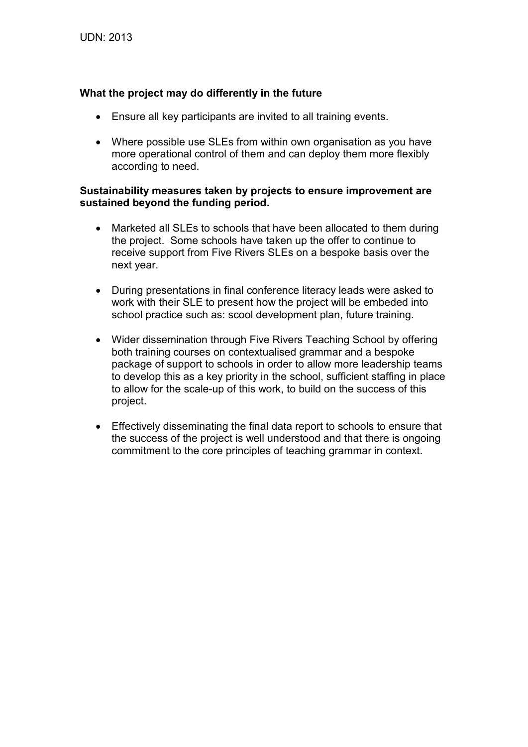UDN: 2013

**What the project may do differently in the future**

- Ensure all key participants are invited to all training events.
- Where possible use SLEs from within own organisation as you have more operational control of them and can deploy them more flexibly according to need.

**Sustainability measures taken by projects to ensure improvement are sustained beyond the funding period.**

- Marketed all SLEs to schools that have been allocated to them during the project. Some schools have taken up the offer to continue to receive support from Five Rivers SLEs on a bespoke basis over the next year.
- During presentations in final conference literacy leads were asked to work with their SLE to present how the project will be embeded into school practice such as: scool development plan, future training.
- Wider dissemination through Five Rivers Teaching School by offering both training courses on contextualised grammar and a bespoke package of support to schools in order to allow more leadership teams to develop this as a key priority in the school, sufficient staffing in place to allow for the scale-up of this work, to build on the success of this project.
- Effectively disseminating the final data report to schools to ensure that the success of the project is well understood and that there is ongoing commitment to the core principles of teaching grammar in context.